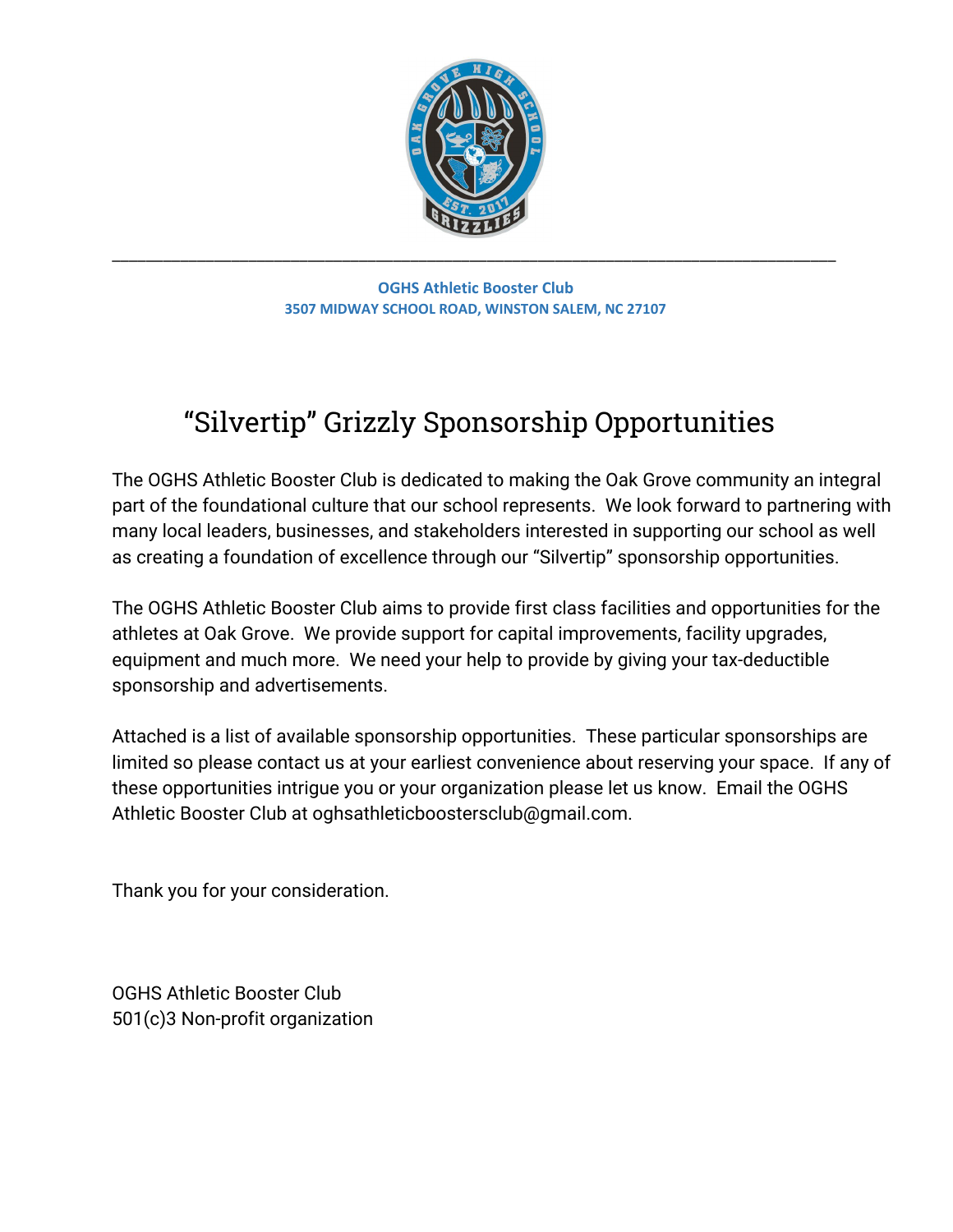**OGHS Athletic Booster Club**
**3507 MIDWAY SCHOOL ROAD, WINSTON SALEM, NC 27107**

# "Silvertip" Grizzly Sponsorship Opportunities

The OGHS Athletic Booster Club is dedicated to making the Oak Grove community an integral part of the foundational culture that our school represents. We look forward to partnering with many local leaders, businesses, and stakeholders interested in supporting our school as well as creating a foundation of excellence through our "Silvertip" sponsorship opportunities.

The OGHS Athletic Booster Club aims to provide first class facilities and opportunities for the athletes at Oak Grove. We provide support for capital improvements, facility upgrades, equipment and much more. We need your help to provide by giving your tax-deductible sponsorship and advertisements.

Attached is a list of available sponsorship opportunities. These particular sponsorships are limited so please contact us at your earliest convenience about reserving your space. If any of these opportunities intrigue you or your organization please let us know. Email the OGHS Athletic Booster Club at oghsathleticboostersclub@gmail.com.

Thank you for your consideration.

OGHS Athletic Booster Club
501(c)3 Non-profit organization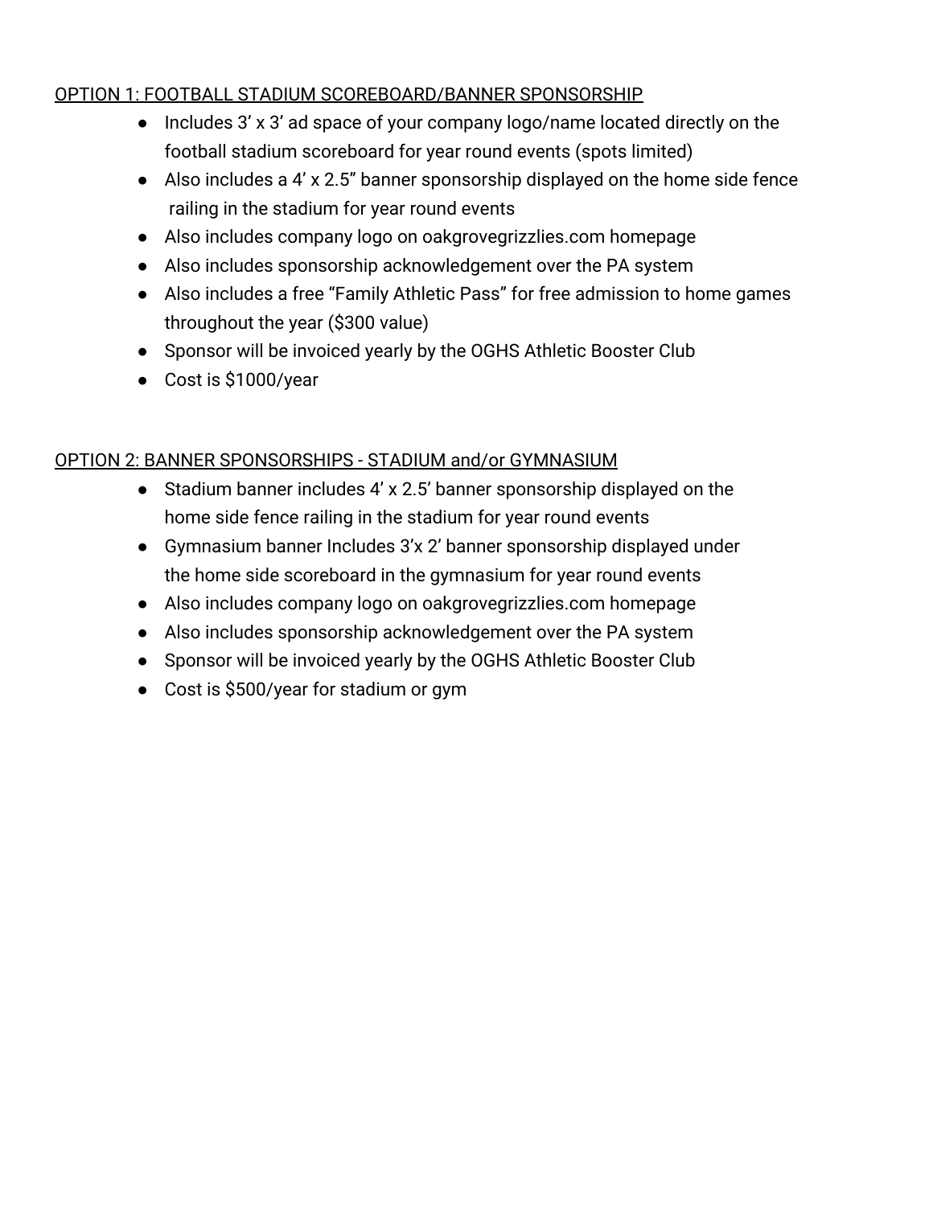<u>OPTION 1: FOOTBALL STADIUM SCOREBOARD/BANNER SPONSORSHIP</u>

- Includes 3' x 3' ad space of your company logo/name located directly on the football stadium scoreboard for year round events (spots limited)
- Also includes a 4' x 2.5" banner sponsorship displayed on the home side fence railing in the stadium for year round events
- Also includes company logo on oakgrovegrizzlies.com homepage
- Also includes sponsorship acknowledgement over the PA system
- Also includes a free "Family Athletic Pass" for free admission to home games throughout the year ($300 value)
- Sponsor will be invoiced yearly by the OGHS Athletic Booster Club
- Cost is $1000/year

<u>OPTION 2: BANNER SPONSORSHIPS - STADIUM and/or GYMNASIUM</u>

- Stadium banner includes 4' x 2.5' banner sponsorship displayed on the home side fence railing in the stadium for year round events
- Gymnasium banner Includes 3'x 2' banner sponsorship displayed under the home side scoreboard in the gymnasium for year round events
- Also includes company logo on oakgrovegrizzlies.com homepage
- Also includes sponsorship acknowledgement over the PA system
- Sponsor will be invoiced yearly by the OGHS Athletic Booster Club
- Cost is $500/year for stadium or gym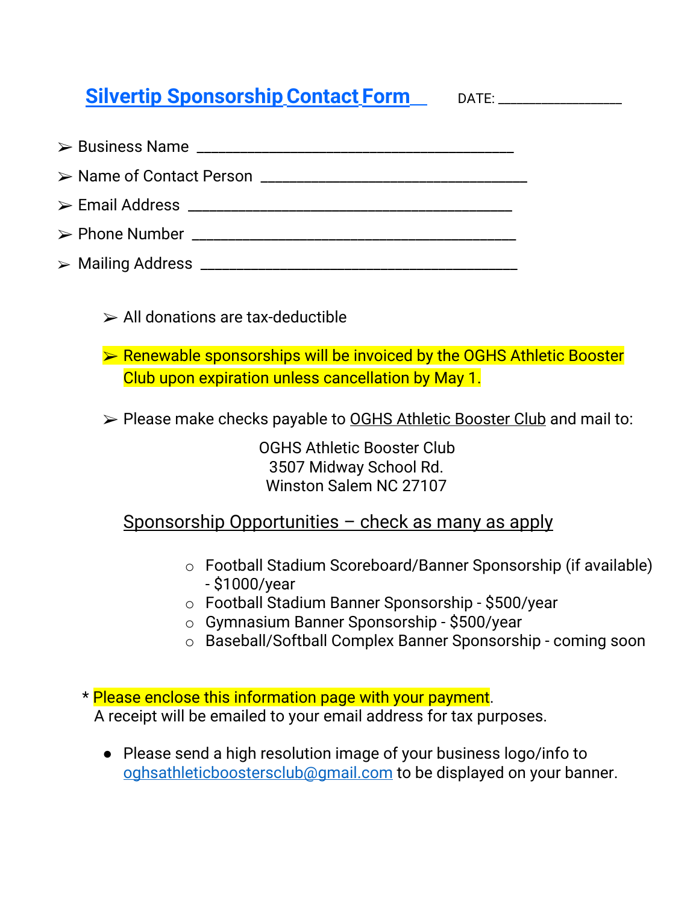# Silvertip Sponsorship Contact Form

DATE: ________________

- Business Name ________________________________________
- Name of Contact Person __________________________________
- Email Address _________________________________________
- Phone Number _________________________________________
- Mailing Address ________________________________________

- All donations are tax-deductible
- Renewable sponsorships will be invoiced by the OGHS Athletic Booster Club upon expiration unless cancellation by May 1.
- Please make checks payable to OGHS Athletic Booster Club and mail to:

OGHS Athletic Booster Club
3507 Midway School Rd.
Winston Salem NC 27107

## Sponsorship Opportunities – check as many as apply

- ○ Football Stadium Scoreboard/Banner Sponsorship (if available) - $1000/year
- ○ Football Stadium Banner Sponsorship - $500/year
- ○ Gymnasium Banner Sponsorship - $500/year
- ○ Baseball/Softball Complex Banner Sponsorship - coming soon

* Please enclose this information page with your payment.
A receipt will be emailed to your email address for tax purposes.

- Please send a high resolution image of your business logo/info to oghsathleticboostersclub@gmail.com to be displayed on your banner.